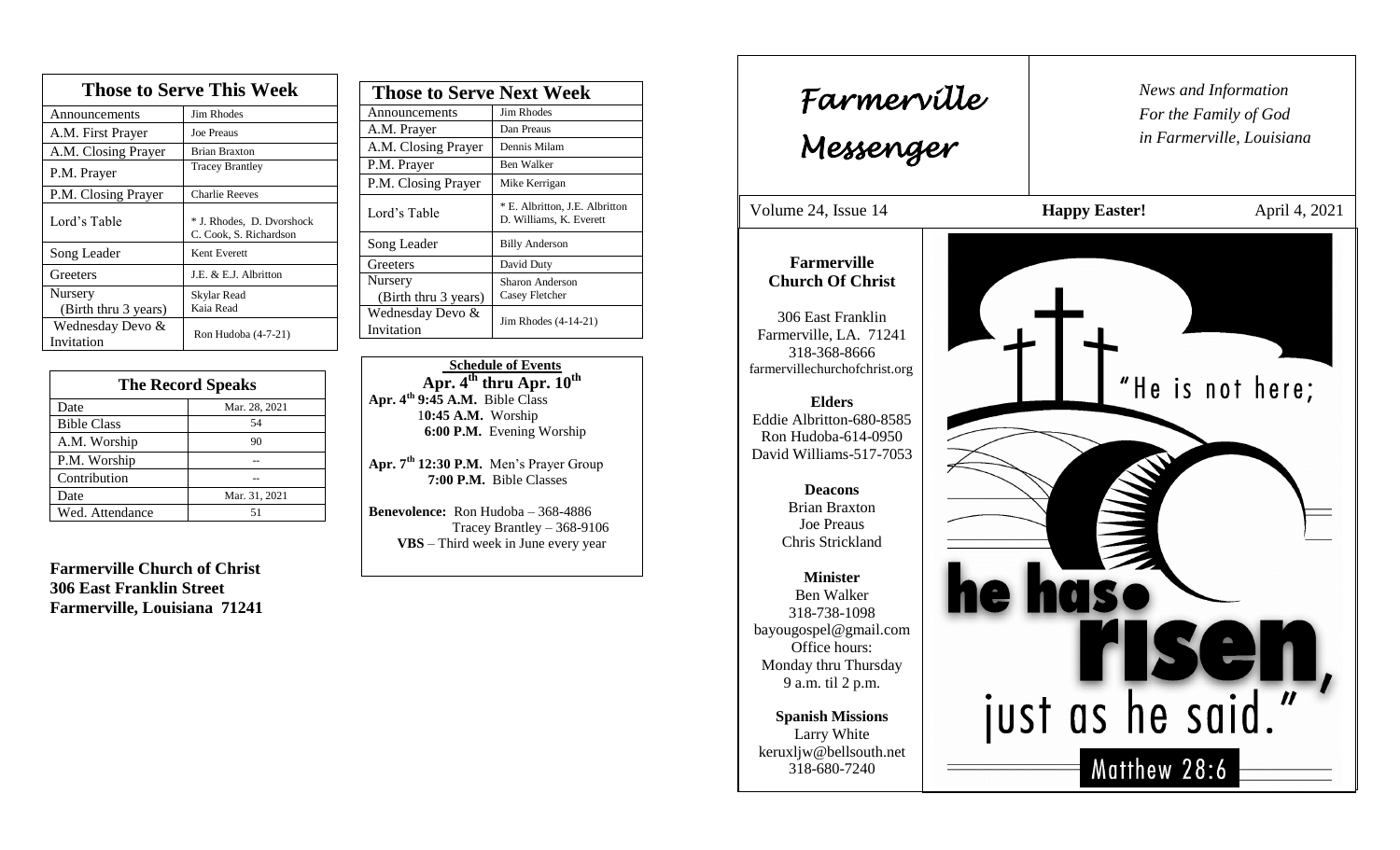| Those to Serve This Week | |
|---|---|
| Announcements | Jim Rhodes |
| A.M. First Prayer | Joe Preaus |
| A.M. Closing Prayer | Brian Braxton |
| P.M. Prayer | Tracey Brantley |
| P.M. Closing Prayer | Charlie Reeves |
| Lord's Table | * J. Rhodes, D. Dvorshock C. Cook, S. Richardson |
| Song Leader | Kent Everett |
| Greeters | J.E. & E.J. Albritton |
| Nursery (Birth thru 3 years) | Skylar Read Kaia Read |
| Wednesday Devo & Invitation | Ron Hudoba (4-7-21) |

| The Record Speaks | |
|---|---|
| Date | Mar. 28, 2021 |
| Bible Class | 54 |
| A.M. Worship | 90 |
| P.M. Worship | -- |
| Contribution | -- |
| Date | Mar. 31, 2021 |
| Wed. Attendance | 51 |

**Farmerville Church of Christ**
**306 East Franklin Street**
**Farmerville, Louisiana 71241**

| Those to Serve Next Week | |
|---|---|
| Announcements | Jim Rhodes |
| A.M. Prayer | Dan Preaus |
| A.M. Closing Prayer | Dennis Milam |
| P.M. Prayer | Ben Walker |
| P.M. Closing Prayer | Mike Kerrigan |
| Lord's Table | * E. Albritton, J.E. Albritton D. Williams, K. Everett |
| Song Leader | Billy Anderson |
| Greeters | David Duty |
| Nursery (Birth thru 3 years) | Sharon Anderson Casey Fletcher |
| Wednesday Devo & Invitation | Jim Rhodes (4-14-21) |

**Schedule of Events**
**Apr. 4th thru Apr. 10th**

**Apr. 4th 9:45 A.M.** Bible Class
**10:45 A.M.** Worship
**6:00 P.M.** Evening Worship

**Apr. 7th 12:30 P.M.** Men's Prayer Group
**7:00 P.M.** Bible Classes

**Benevolence:** Ron Hudoba – 368-4886
Tracey Brantley – 368-9106
**VBS** – Third week in June every year

# Farmerville Messenger

*News and Information*
*For the Family of God*
*in Farmerville, Louisiana*

Volume 24, Issue 14 — **Happy Easter!** — April 4, 2021

**Farmerville Church Of Christ**

306 East Franklin
Farmerville, LA. 71241
318-368-8666
farmervillechurchofchrist.org

**Elders**
Eddie Albritton-680-8585
Ron Hudoba-614-0950
David Williams-517-7053

**Deacons**
Brian Braxton
Joe Preaus
Chris Strickland

**Minister**
Ben Walker
318-738-1098
bayougospel@gmail.com
Office hours:
Monday thru Thursday
9 a.m. til 2 p.m.

**Spanish Missions**
Larry White
keruxljw@bellsouth.net
318-680-7240

"He is not here; he has risen, just as he said."
Matthew 28:6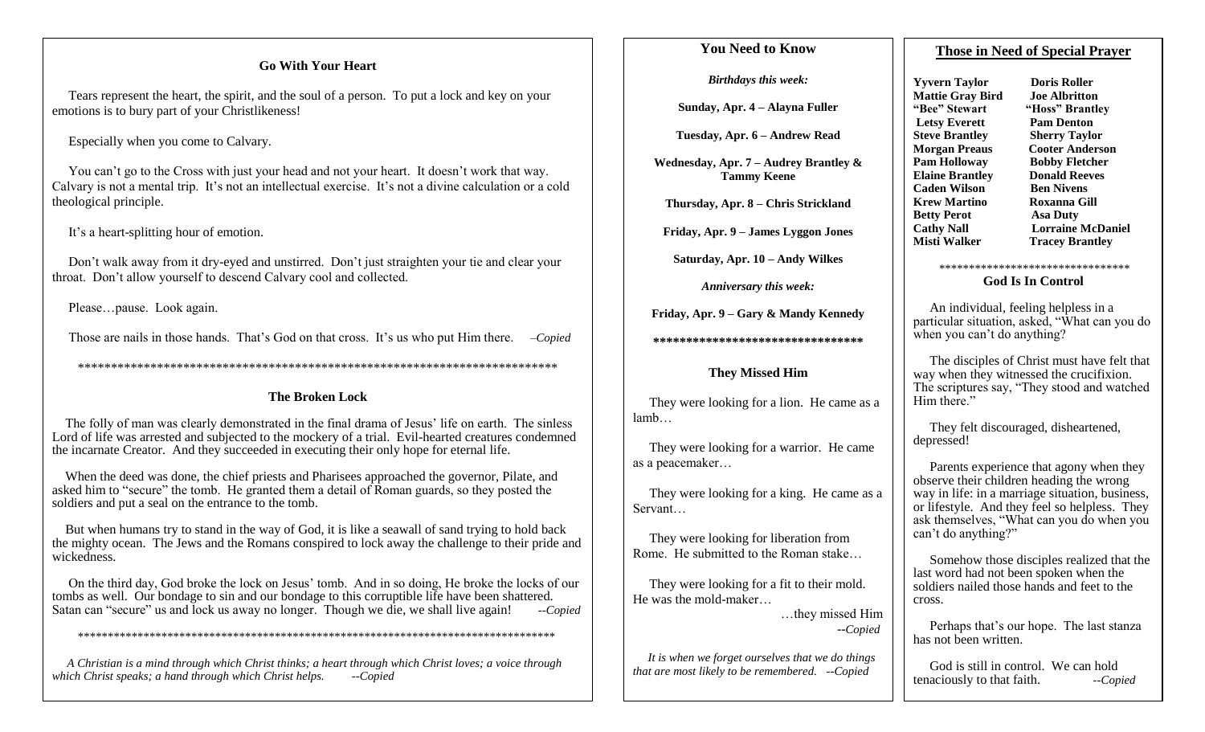## Go With Your Heart

Tears represent the heart, the spirit, and the soul of a person. To put a lock and key on your emotions is to bury part of your Christlikeness!

Especially when you come to Calvary.

You can't go to the Cross with just your head and not your heart. It doesn't work that way. Calvary is not a mental trip. It's not an intellectual exercise. It's not a divine calculation or a cold theological principle.

It's a heart-splitting hour of emotion.

Don't walk away from it dry-eyed and unstirred. Don't just straighten your tie and clear your throat. Don't allow yourself to descend Calvary cool and collected.

Please…pause. Look again.

Those are nails in those hands. That's God on that cross. It's us who put Him there. *–Copied*

*******************************************************************************

## The Broken Lock

The folly of man was clearly demonstrated in the final drama of Jesus' life on earth. The sinless Lord of life was arrested and subjected to the mockery of a trial. Evil-hearted creatures condemned the incarnate Creator. And they succeeded in executing their only hope for eternal life.

When the deed was done, the chief priests and Pharisees approached the governor, Pilate, and asked him to "secure" the tomb. He granted them a detail of Roman guards, so they posted the soldiers and put a seal on the entrance to the tomb.

But when humans try to stand in the way of God, it is like a seawall of sand trying to hold back the mighty ocean. The Jews and the Romans conspired to lock away the challenge to their pride and wickedness.

On the third day, God broke the lock on Jesus' tomb. And in so doing, He broke the locks of our tombs as well. Our bondage to sin and our bondage to this corruptible life have been shattered. Satan can "secure" us and lock us away no longer. Though we die, we shall live again! *--Copied*

*******************************************************************************

*A Christian is a mind through which Christ thinks; a heart through which Christ loves; a voice through which Christ speaks; a hand through which Christ helps. --Copied*

## You Need to Know

***Birthdays this week:***

**Sunday, Apr. 4 – Alayna Fuller**

**Tuesday, Apr. 6 – Andrew Read**

**Wednesday, Apr. 7 – Audrey Brantley & Tammy Keene**

**Thursday, Apr. 8 – Chris Strickland**

**Friday, Apr. 9 – James Lyggon Jones**

**Saturday, Apr. 10 – Andy Wilkes**

***Anniversary this week:***

**Friday, Apr. 9 – Gary & Mandy Kennedy**

**********************************

## They Missed Him

They were looking for a lion. He came as a lamb…

They were looking for a warrior. He came as a peacemaker…

They were looking for a king. He came as a Servant…

They were looking for liberation from Rome. He submitted to the Roman stake…

They were looking for a fit to their mold. He was the mold-maker…

…they missed Him
*--Copied*

*It is when we forget ourselves that we do things that are most likely to be remembered. --Copied*

## Those in Need of Special Prayer

| | |
|---|---|
| **Yyvern Taylor** | **Doris Roller** |
| **Mattie Gray Bird** | **Joe Albritton** |
| **"Bee" Stewart** | **"Hoss" Brantley** |
| **Letsy Everett** | **Pam Denton** |
| **Steve Brantley** | **Sherry Taylor** |
| **Morgan Preaus** | **Cooter Anderson** |
| **Pam Holloway** | **Bobby Fletcher** |
| **Elaine Brantley** | **Donald Reeves** |
| **Caden Wilson** | **Ben Nivens** |
| **Krew Martino** | **Roxanna Gill** |
| **Betty Perot** | **Asa Duty** |
| **Cathy Nall** | **Lorraine McDaniel** |
| **Misti Walker** | **Tracey Brantley** |

********************************

## God Is In Control

An individual, feeling helpless in a particular situation, asked, "What can you do when you can't do anything?

The disciples of Christ must have felt that way when they witnessed the crucifixion. The scriptures say, "They stood and watched Him there."

They felt discouraged, disheartened, depressed!

Parents experience that agony when they observe their children heading the wrong way in life: in a marriage situation, business, or lifestyle. And they feel so helpless. They ask themselves, "What can you do when you can't do anything?"

Somehow those disciples realized that the last word had not been spoken when the soldiers nailed those hands and feet to the cross.

Perhaps that's our hope. The last stanza has not been written.

God is still in control. We can hold tenaciously to that faith. *--Copied*